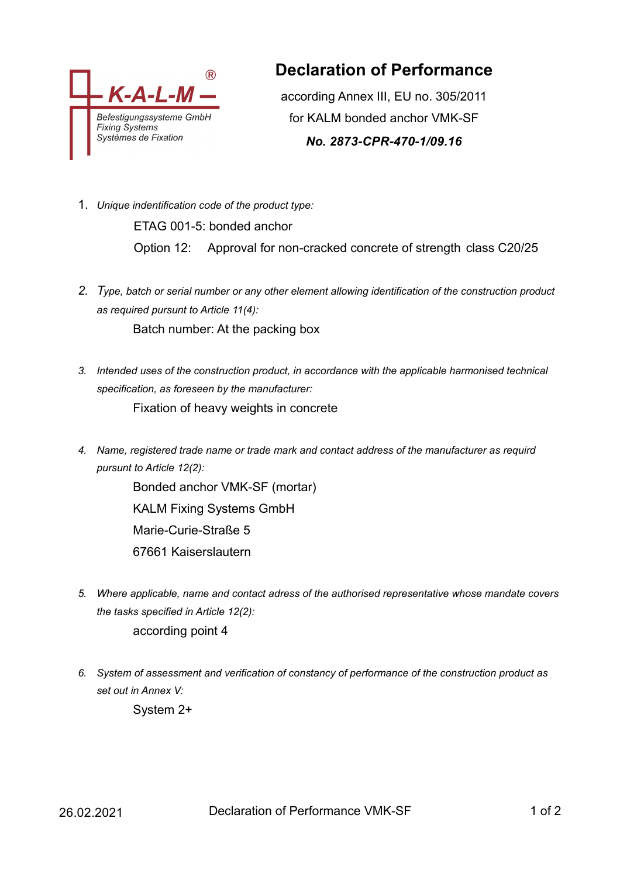K-A-L-M®
Befestigungssysteme GmbH
Fixing Systems
Systèmes de Fixation

# Declaration of Performance

according Annex III, EU no. 305/2011

for KALM bonded anchor VMK-SF

***No. 2873-CPR-470-1/09.16***

1. *Unique indentification code of the product type:*

   ETAG 001-5: bonded anchor

   Option 12: Approval for non-cracked concrete of strength class C20/25

2. *Type, batch or serial number or any other element allowing identification of the construction product as required pursunt to Article 11(4):*

   Batch number: At the packing box

3. *Intended uses of the construction product, in accordance with the applicable harmonised technical specification, as foreseen by the manufacturer:*

   Fixation of heavy weights in concrete

4. *Name, registered trade name or trade mark and contact address of the manufacturer as requird pursunt to Article 12(2):*

   Bonded anchor VMK-SF (mortar)

   KALM Fixing Systems GmbH

   Marie-Curie-Straße 5

   67661 Kaiserslautern

5. *Where applicable, name and contact adress of the authorised representative whose mandate covers the tasks specified in Article 12(2):*

   according point 4

6. *System of assessment and verification of constancy of performance of the construction product as set out in Annex V:*

   System 2+

26.02.2021 Declaration of Performance VMK-SF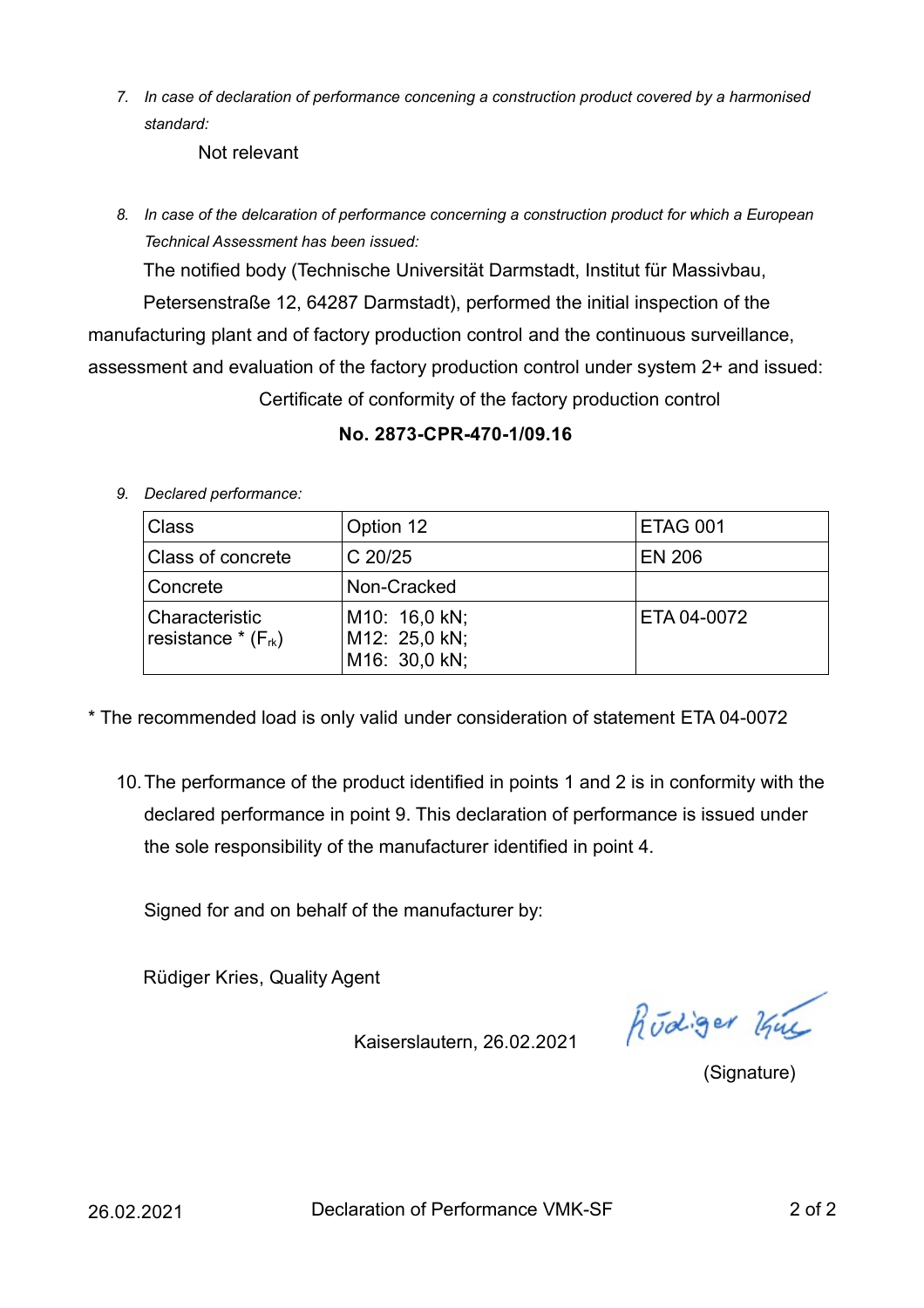7. *In case of declaration of performance concening a construction product covered by a harmonised standard:*

   Not relevant

8. *In case of the delcaration of performance concerning a construction product for which a European Technical Assessment has been issued:*

   The notified body (Technische Universität Darmstadt, Institut für Massivbau, Petersenstraße 12, 64287 Darmstadt), performed the initial inspection of the manufacturing plant and of factory production control and the continuous surveillance, assessment and evaluation of the factory production control under system 2+ and issued:

   Certificate of conformity of the factory production control

   **No. 2873-CPR-470-1/09.16**

9. *Declared performance:*

| | | |
|---|---|---|
| Class | Option 12 | ETAG 001 |
| Class of concrete | C 20/25 | EN 206 |
| Concrete | Non-Cracked | |
| Characteristic resistance * ($F_{rk}$) | M10: 16,0 kN;<br>M12: 25,0 kN;<br>M16: 30,0 kN; | ETA 04-0072 |

* The recommended load is only valid under consideration of statement ETA 04-0072

10. The performance of the product identified in points 1 and 2 is in conformity with the declared performance in point 9. This declaration of performance is issued under the sole responsibility of the manufacturer identified in point 4.

Signed for and on behalf of the manufacturer by:

Rüdiger Kries, Quality Agent

Kaiserslautern, 26.02.2021

Rüdiger Kries

(Signature)